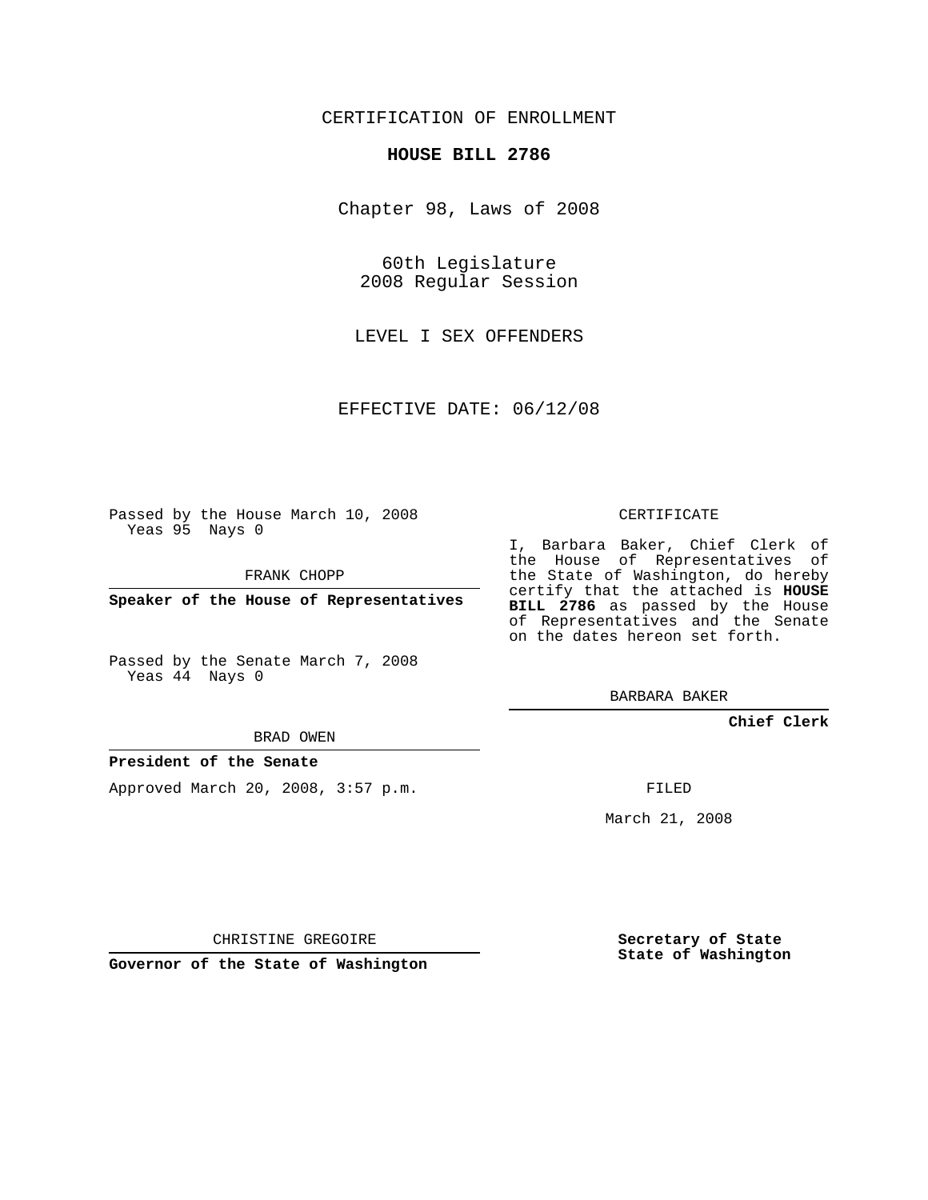CERTIFICATION OF ENROLLMENT

# HOUSE BILL 2786

Chapter 98, Laws of 2008

60th Legislature
2008 Regular Session

LEVEL I SEX OFFENDERS

EFFECTIVE DATE: 06/12/08

Passed by the House March 10, 2008
Yeas 95 Nays 0

FRANK CHOPP

**Speaker of the House of Representatives**

Passed by the Senate March 7, 2008
Yeas 44 Nays 0

BRAD OWEN

**President of the Senate**

Approved March 20, 2008, 3:57 p.m.

CHRISTINE GREGOIRE

**Governor of the State of Washington**

CERTIFICATE

I, Barbara Baker, Chief Clerk of the House of Representatives of the State of Washington, do hereby certify that the attached is **HOUSE BILL 2786** as passed by the House of Representatives and the Senate on the dates hereon set forth.

BARBARA BAKER

**Chief Clerk**

FILED

March 21, 2008

**Secretary of State**
**State of Washington**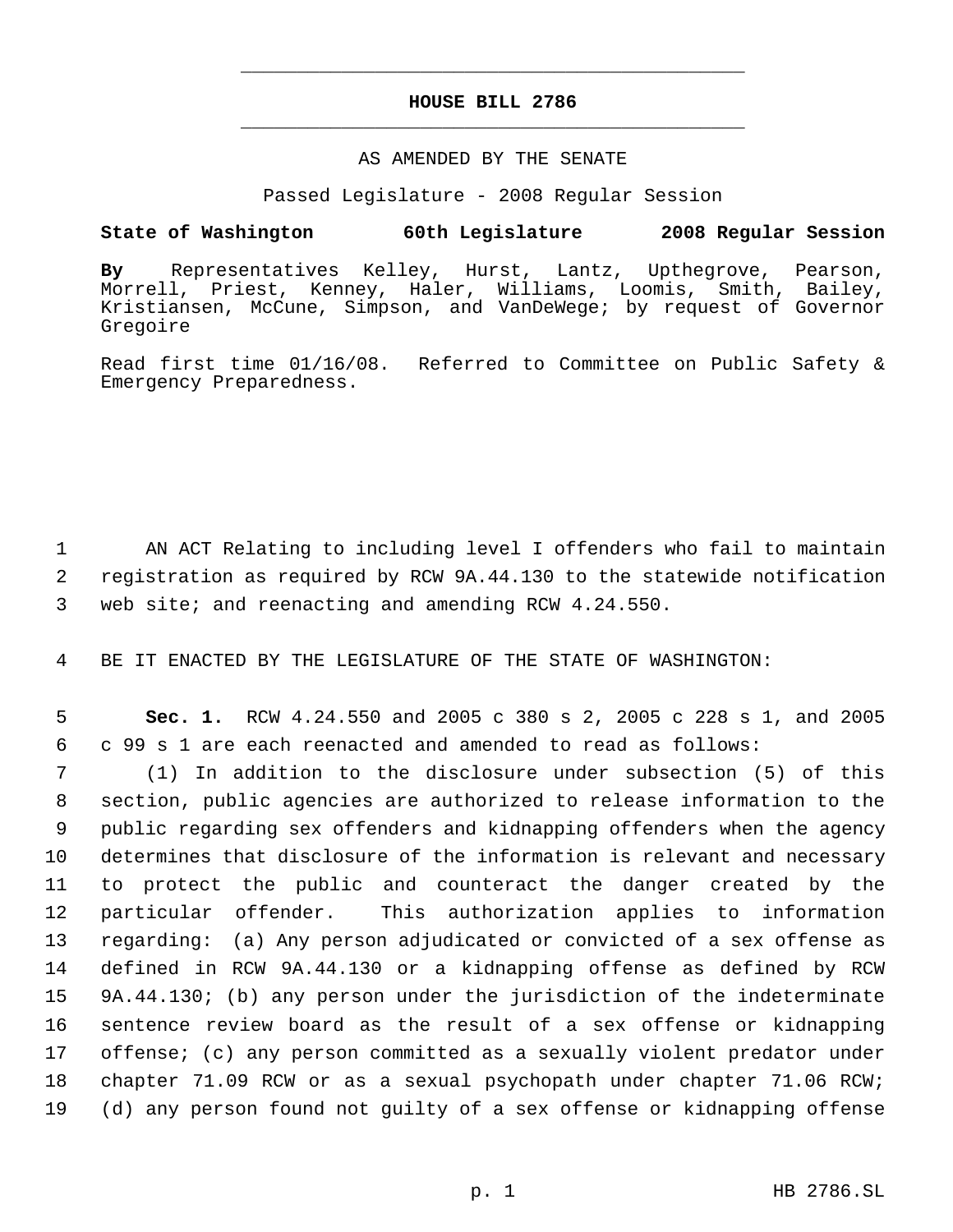# HOUSE BILL 2786

AS AMENDED BY THE SENATE

Passed Legislature - 2008 Regular Session

**State of Washington 60th Legislature 2008 Regular Session**

**By** Representatives Kelley, Hurst, Lantz, Upthegrove, Pearson, Morrell, Priest, Kenney, Haler, Williams, Loomis, Smith, Bailey, Kristiansen, McCune, Simpson, and VanDeWege; by request of Governor Gregoire

Read first time 01/16/08. Referred to Committee on Public Safety & Emergency Preparedness.

1 AN ACT Relating to including level I offenders who fail to maintain
2 registration as required by RCW 9A.44.130 to the statewide notification
3 web site; and reenacting and amending RCW 4.24.550.

4 BE IT ENACTED BY THE LEGISLATURE OF THE STATE OF WASHINGTON:

5 **Sec. 1.** RCW 4.24.550 and 2005 c 380 s 2, 2005 c 228 s 1, and 2005
6 c 99 s 1 are each reenacted and amended to read as follows:

7 (1) In addition to the disclosure under subsection (5) of this
8 section, public agencies are authorized to release information to the
9 public regarding sex offenders and kidnapping offenders when the agency
10 determines that disclosure of the information is relevant and necessary
11 to protect the public and counteract the danger created by the
12 particular offender. This authorization applies to information
13 regarding: (a) Any person adjudicated or convicted of a sex offense as
14 defined in RCW 9A.44.130 or a kidnapping offense as defined by RCW
15 9A.44.130; (b) any person under the jurisdiction of the indeterminate
16 sentence review board as the result of a sex offense or kidnapping
17 offense; (c) any person committed as a sexually violent predator under
18 chapter 71.09 RCW or as a sexual psychopath under chapter 71.06 RCW;
19 (d) any person found not guilty of a sex offense or kidnapping offense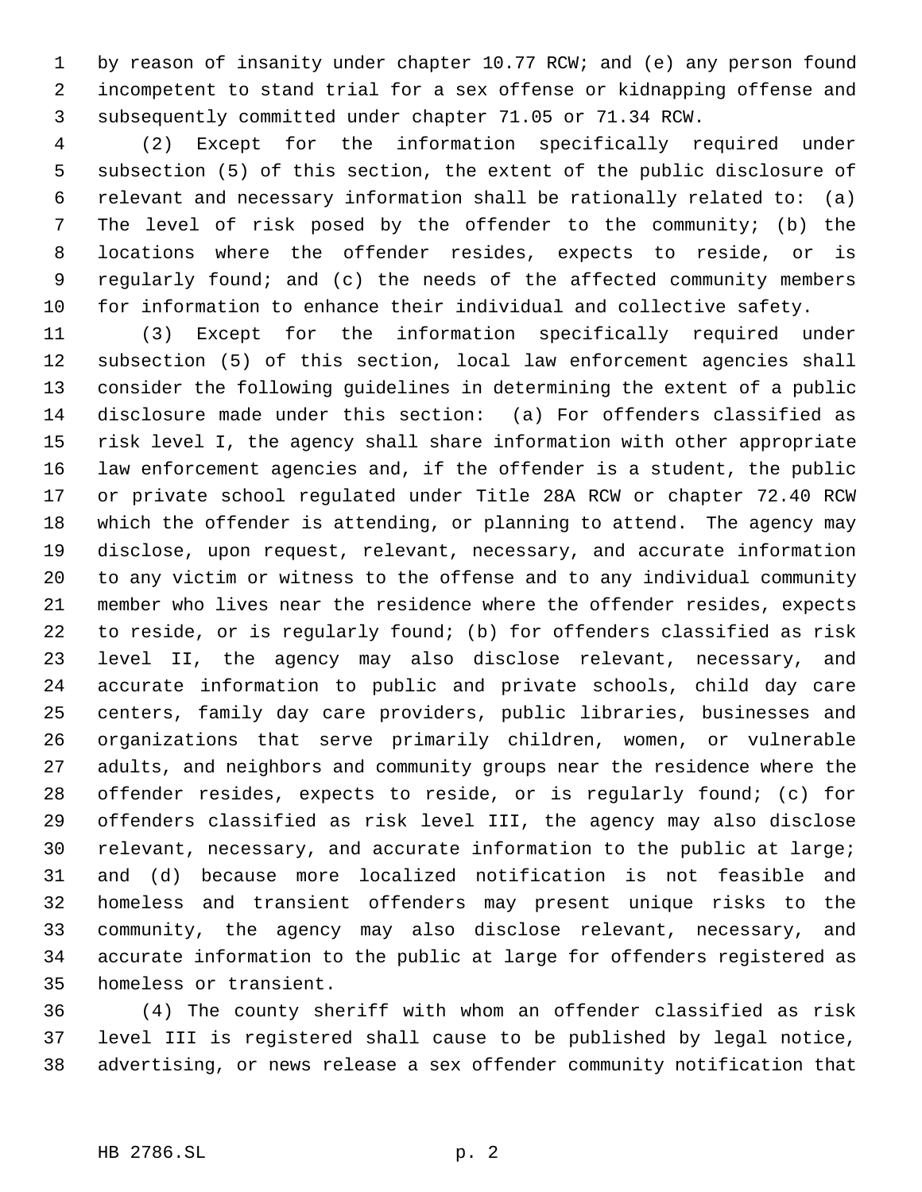by reason of insanity under chapter 10.77 RCW; and (e) any person found incompetent to stand trial for a sex offense or kidnapping offense and subsequently committed under chapter 71.05 or 71.34 RCW.

(2) Except for the information specifically required under subsection (5) of this section, the extent of the public disclosure of relevant and necessary information shall be rationally related to: (a) The level of risk posed by the offender to the community; (b) the locations where the offender resides, expects to reside, or is regularly found; and (c) the needs of the affected community members for information to enhance their individual and collective safety.

(3) Except for the information specifically required under subsection (5) of this section, local law enforcement agencies shall consider the following guidelines in determining the extent of a public disclosure made under this section: (a) For offenders classified as risk level I, the agency shall share information with other appropriate law enforcement agencies and, if the offender is a student, the public or private school regulated under Title 28A RCW or chapter 72.40 RCW which the offender is attending, or planning to attend. The agency may disclose, upon request, relevant, necessary, and accurate information to any victim or witness to the offense and to any individual community member who lives near the residence where the offender resides, expects to reside, or is regularly found; (b) for offenders classified as risk level II, the agency may also disclose relevant, necessary, and accurate information to public and private schools, child day care centers, family day care providers, public libraries, businesses and organizations that serve primarily children, women, or vulnerable adults, and neighbors and community groups near the residence where the offender resides, expects to reside, or is regularly found; (c) for offenders classified as risk level III, the agency may also disclose relevant, necessary, and accurate information to the public at large; and (d) because more localized notification is not feasible and homeless and transient offenders may present unique risks to the community, the agency may also disclose relevant, necessary, and accurate information to the public at large for offenders registered as homeless or transient.

(4) The county sheriff with whom an offender classified as risk level III is registered shall cause to be published by legal notice, advertising, or news release a sex offender community notification that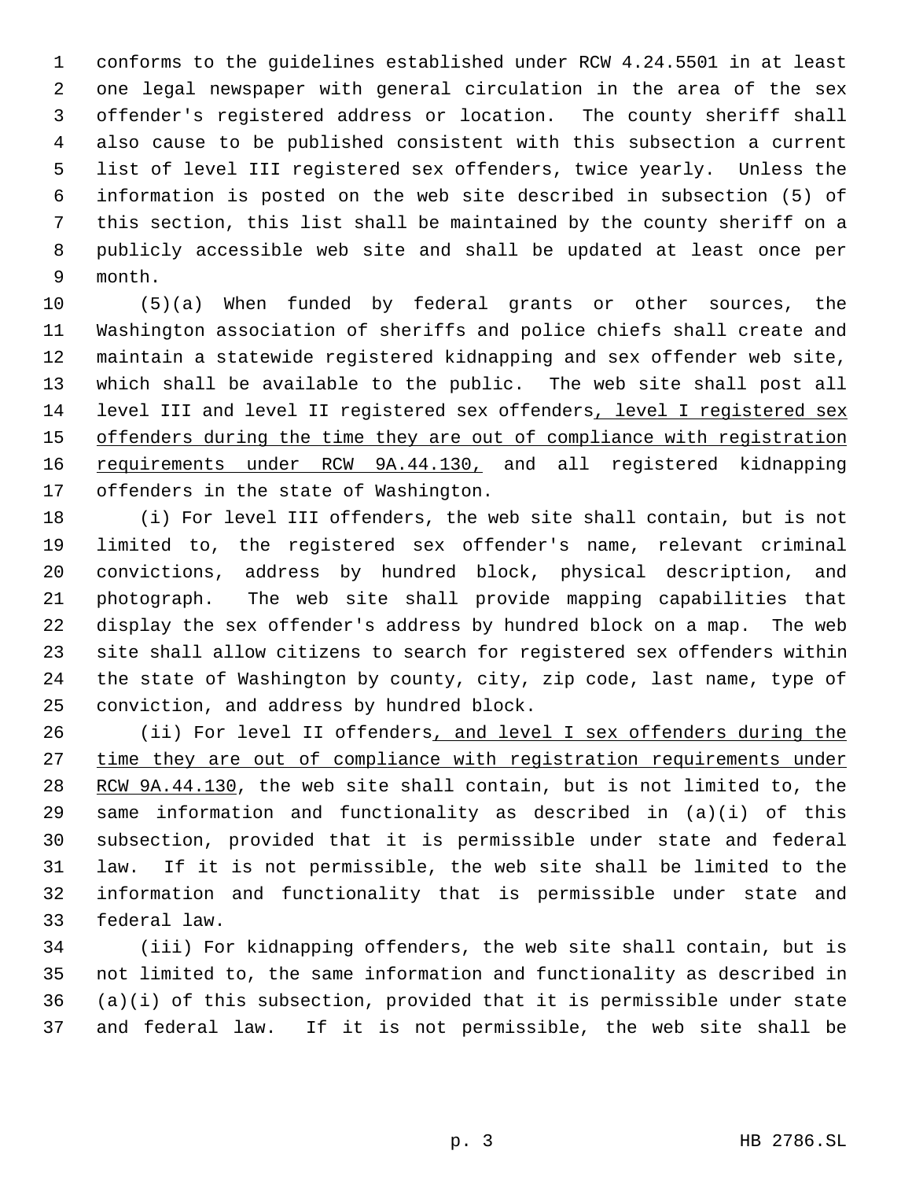conforms to the guidelines established under RCW 4.24.5501 in at least one legal newspaper with general circulation in the area of the sex offender's registered address or location. The county sheriff shall also cause to be published consistent with this subsection a current list of level III registered sex offenders, twice yearly. Unless the information is posted on the web site described in subsection (5) of this section, this list shall be maintained by the county sheriff on a publicly accessible web site and shall be updated at least once per month.

(5)(a) When funded by federal grants or other sources, the Washington association of sheriffs and police chiefs shall create and maintain a statewide registered kidnapping and sex offender web site, which shall be available to the public. The web site shall post all level III and level II registered sex offenders, level I registered sex offenders during the time they are out of compliance with registration requirements under RCW 9A.44.130, and all registered kidnapping offenders in the state of Washington.

(i) For level III offenders, the web site shall contain, but is not limited to, the registered sex offender's name, relevant criminal convictions, address by hundred block, physical description, and photograph. The web site shall provide mapping capabilities that display the sex offender's address by hundred block on a map. The web site shall allow citizens to search for registered sex offenders within the state of Washington by county, city, zip code, last name, type of conviction, and address by hundred block.

(ii) For level II offenders, and level I sex offenders during the time they are out of compliance with registration requirements under RCW 9A.44.130, the web site shall contain, but is not limited to, the same information and functionality as described in (a)(i) of this subsection, provided that it is permissible under state and federal law. If it is not permissible, the web site shall be limited to the information and functionality that is permissible under state and federal law.

(iii) For kidnapping offenders, the web site shall contain, but is not limited to, the same information and functionality as described in (a)(i) of this subsection, provided that it is permissible under state and federal law. If it is not permissible, the web site shall be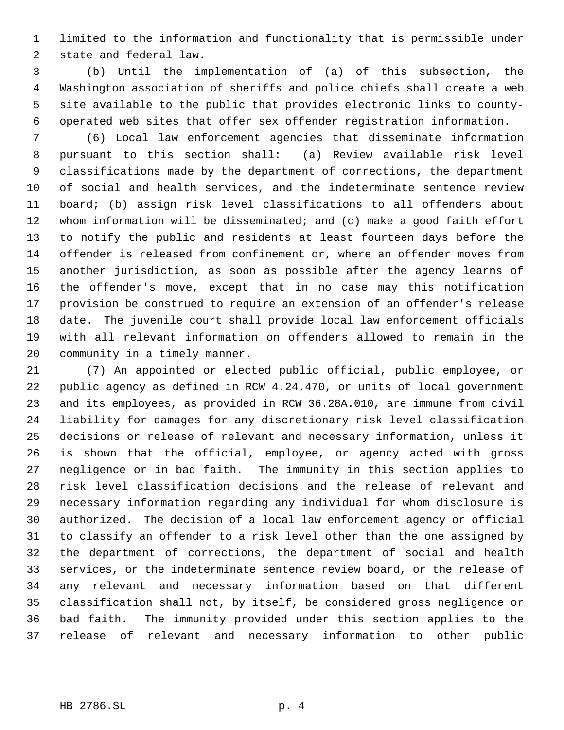limited to the information and functionality that is permissible under state and federal law.

(b) Until the implementation of (a) of this subsection, the Washington association of sheriffs and police chiefs shall create a web site available to the public that provides electronic links to county-operated web sites that offer sex offender registration information.

(6) Local law enforcement agencies that disseminate information pursuant to this section shall: (a) Review available risk level classifications made by the department of corrections, the department of social and health services, and the indeterminate sentence review board; (b) assign risk level classifications to all offenders about whom information will be disseminated; and (c) make a good faith effort to notify the public and residents at least fourteen days before the offender is released from confinement or, where an offender moves from another jurisdiction, as soon as possible after the agency learns of the offender's move, except that in no case may this notification provision be construed to require an extension of an offender's release date. The juvenile court shall provide local law enforcement officials with all relevant information on offenders allowed to remain in the community in a timely manner.

(7) An appointed or elected public official, public employee, or public agency as defined in RCW 4.24.470, or units of local government and its employees, as provided in RCW 36.28A.010, are immune from civil liability for damages for any discretionary risk level classification decisions or release of relevant and necessary information, unless it is shown that the official, employee, or agency acted with gross negligence or in bad faith. The immunity in this section applies to risk level classification decisions and the release of relevant and necessary information regarding any individual for whom disclosure is authorized. The decision of a local law enforcement agency or official to classify an offender to a risk level other than the one assigned by the department of corrections, the department of social and health services, or the indeterminate sentence review board, or the release of any relevant and necessary information based on that different classification shall not, by itself, be considered gross negligence or bad faith. The immunity provided under this section applies to the release of relevant and necessary information to other public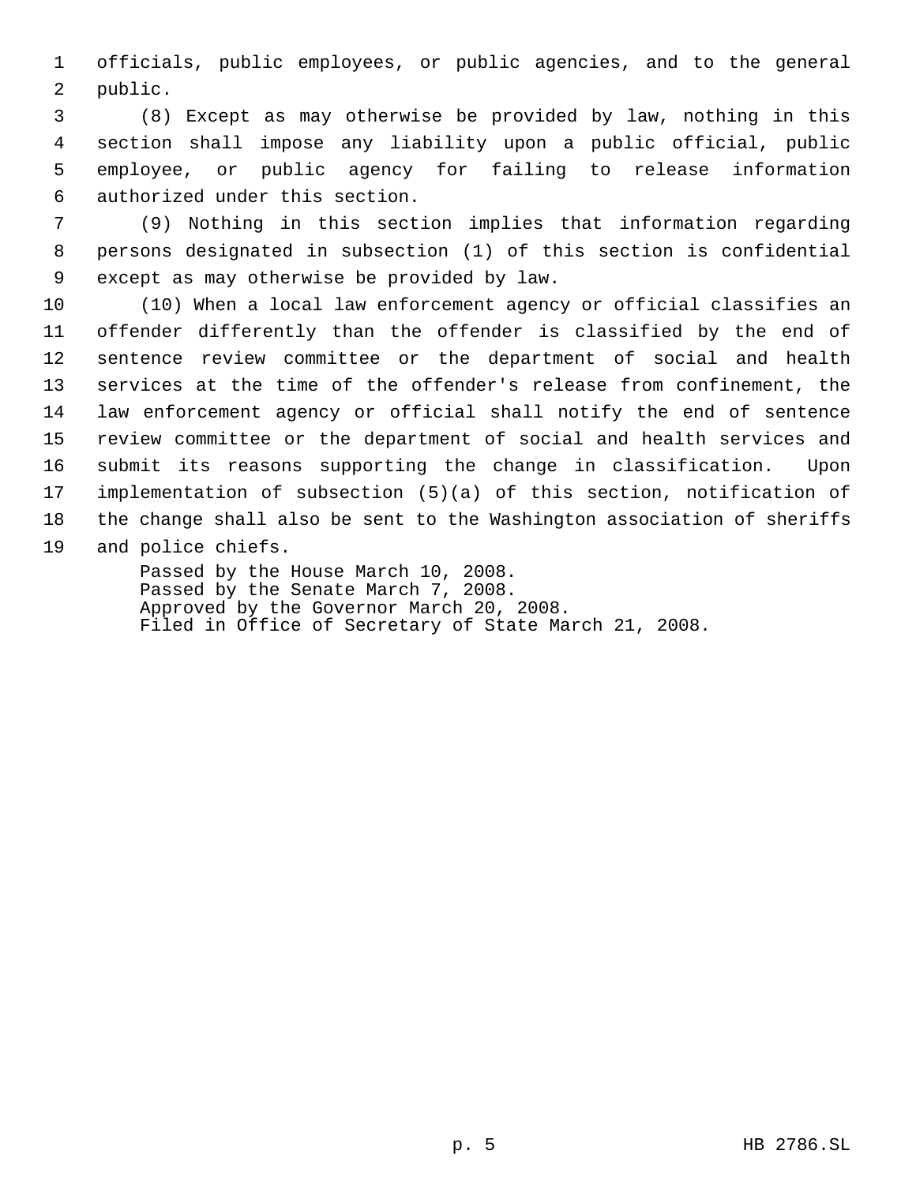officials, public employees, or public agencies, and to the general public.

(8) Except as may otherwise be provided by law, nothing in this section shall impose any liability upon a public official, public employee, or public agency for failing to release information authorized under this section.

(9) Nothing in this section implies that information regarding persons designated in subsection (1) of this section is confidential except as may otherwise be provided by law.

(10) When a local law enforcement agency or official classifies an offender differently than the offender is classified by the end of sentence review committee or the department of social and health services at the time of the offender's release from confinement, the law enforcement agency or official shall notify the end of sentence review committee or the department of social and health services and submit its reasons supporting the change in classification. Upon implementation of subsection (5)(a) of this section, notification of the change shall also be sent to the Washington association of sheriffs and police chiefs.

Passed by the House March 10, 2008.
Passed by the Senate March 7, 2008.
Approved by the Governor March 20, 2008.
Filed in Office of Secretary of State March 21, 2008.